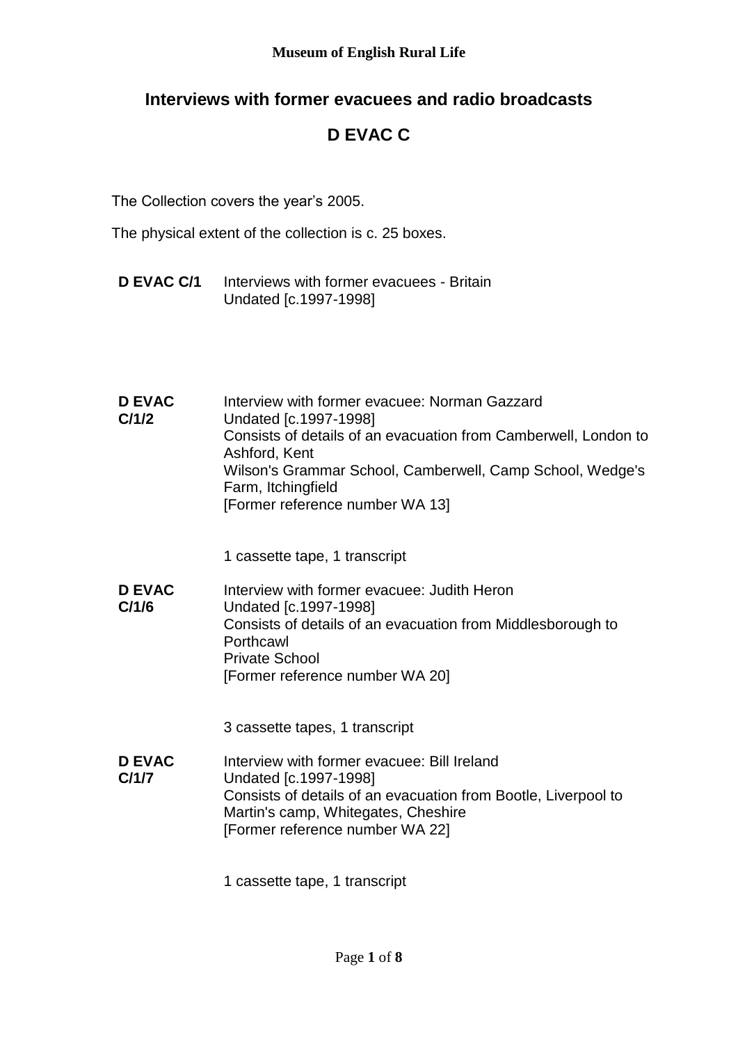**Museum of English Rural Life**

## Interviews with former evacuees and radio broadcasts

## D EVAC C

The Collection covers the year's 2005.

The physical extent of the collection is c. 25 boxes.

**D EVAC C/1** Interviews with former evacuees - Britain
Undated [c.1997-1998]

**D EVAC C/1/2** Interview with former evacuee: Norman Gazzard
Undated [c.1997-1998]
Consists of details of an evacuation from Camberwell, London to Ashford, Kent
Wilson's Grammar School, Camberwell, Camp School, Wedge's Farm, Itchingfield
[Former reference number WA 13]

1 cassette tape, 1 transcript

**D EVAC C/1/6** Interview with former evacuee: Judith Heron
Undated [c.1997-1998]
Consists of details of an evacuation from Middlesborough to Porthcawl
Private School
[Former reference number WA 20]

3 cassette tapes, 1 transcript

**D EVAC C/1/7** Interview with former evacuee: Bill Ireland
Undated [c.1997-1998]
Consists of details of an evacuation from Bootle, Liverpool to Martin's camp, Whitegates, Cheshire
[Former reference number WA 22]

1 cassette tape, 1 transcript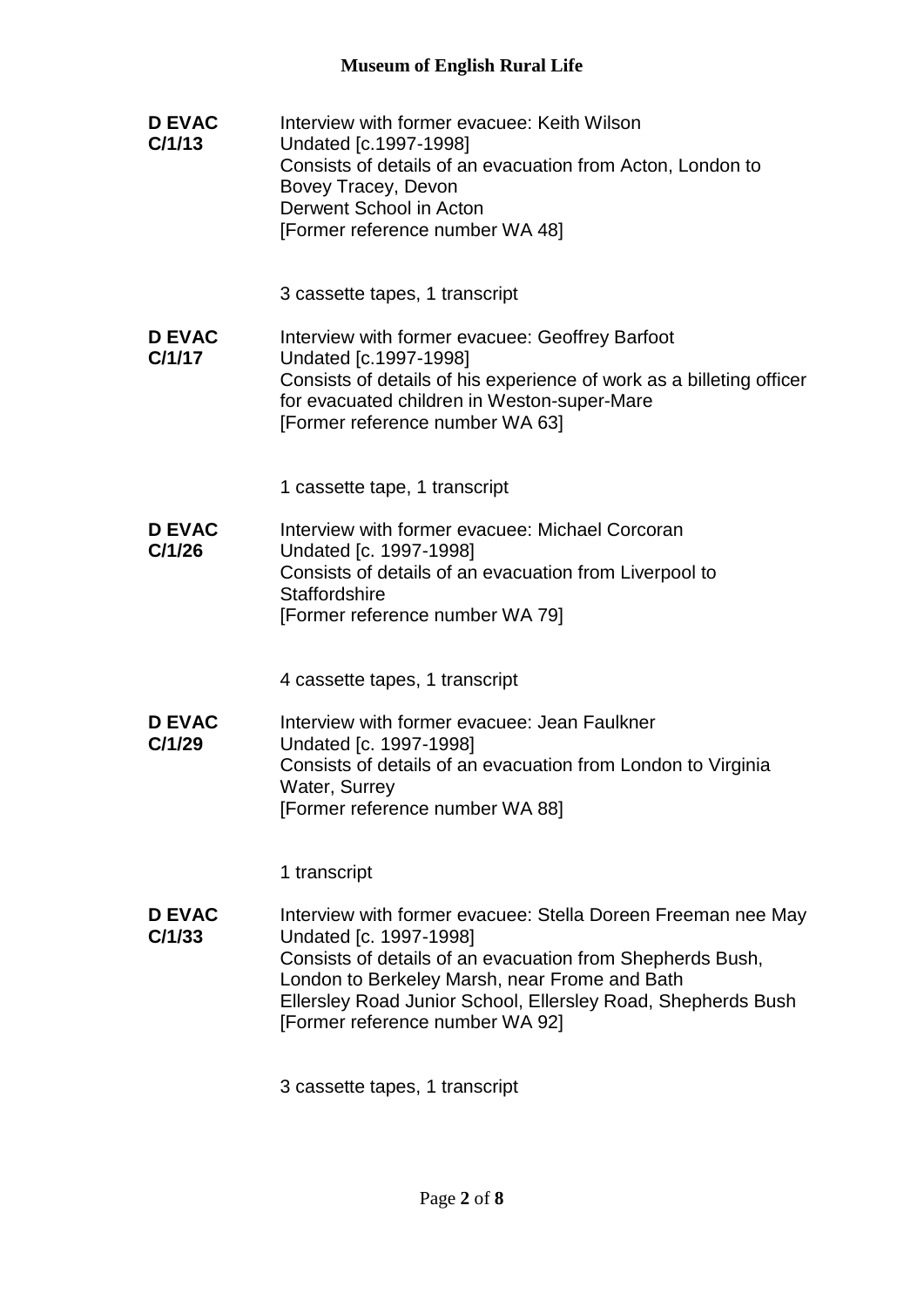**D EVAC C/1/13**

Interview with former evacuee: Keith Wilson
Undated [c.1997-1998]
Consists of details of an evacuation from Acton, London to Bovey Tracey, Devon
Derwent School in Acton
[Former reference number WA 48]

3 cassette tapes, 1 transcript

**D EVAC C/1/17**

Interview with former evacuee: Geoffrey Barfoot
Undated [c.1997-1998]
Consists of details of his experience of work as a billeting officer for evacuated children in Weston-super-Mare
[Former reference number WA 63]

1 cassette tape, 1 transcript

**D EVAC C/1/26**

Interview with former evacuee: Michael Corcoran
Undated [c. 1997-1998]
Consists of details of an evacuation from Liverpool to Staffordshire
[Former reference number WA 79]

4 cassette tapes, 1 transcript

**D EVAC C/1/29**

Interview with former evacuee: Jean Faulkner
Undated [c. 1997-1998]
Consists of details of an evacuation from London to Virginia Water, Surrey
[Former reference number WA 88]

1 transcript

**D EVAC C/1/33**

Interview with former evacuee: Stella Doreen Freeman nee May
Undated [c. 1997-1998]
Consists of details of an evacuation from Shepherds Bush, London to Berkeley Marsh, near Frome and Bath
Ellersley Road Junior School, Ellersley Road, Shepherds Bush
[Former reference number WA 92]

3 cassette tapes, 1 transcript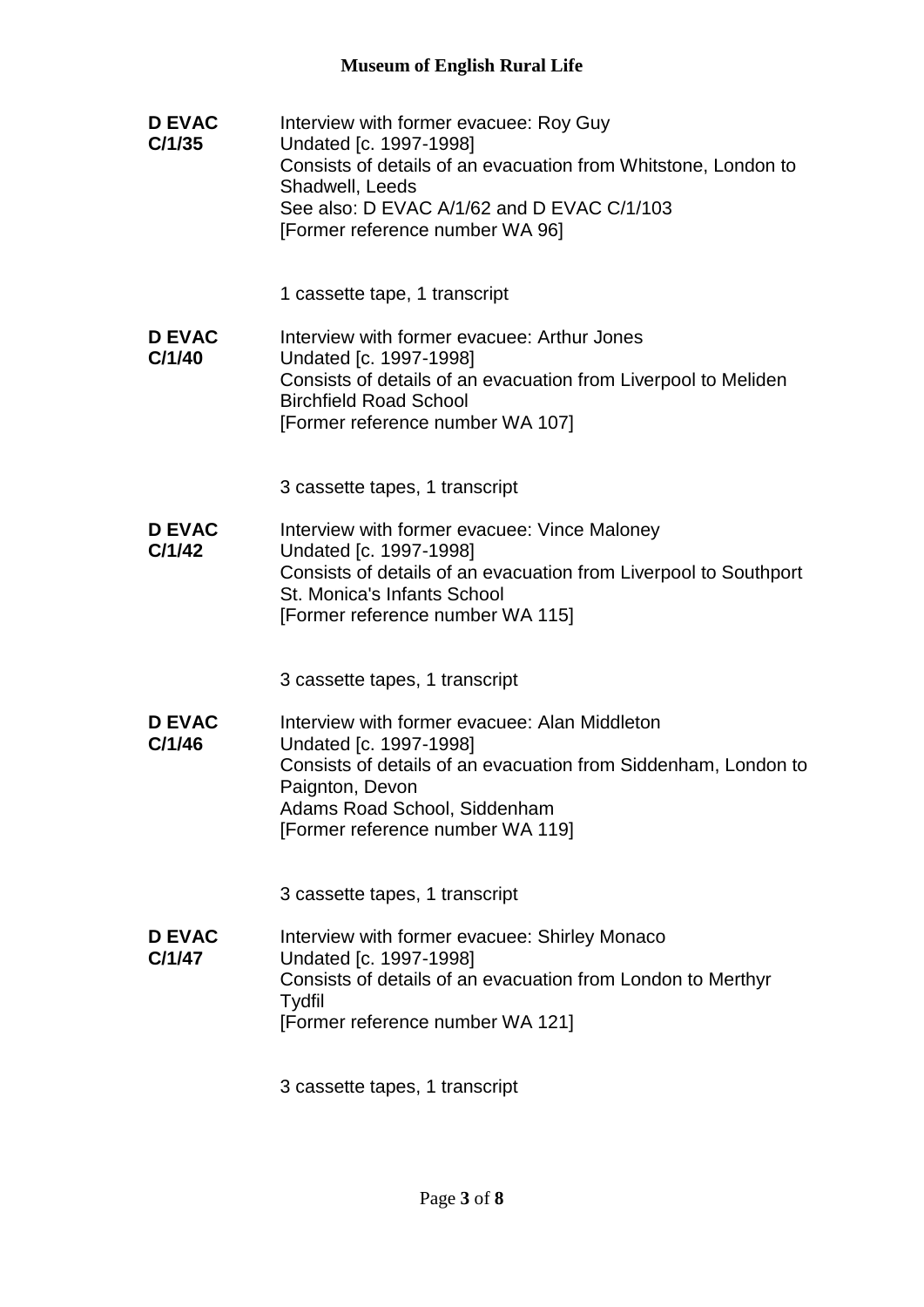**D EVAC C/1/35**

Interview with former evacuee: Roy Guy
Undated [c. 1997-1998]
Consists of details of an evacuation from Whitstone, London to Shadwell, Leeds
See also: D EVAC A/1/62 and D EVAC C/1/103
[Former reference number WA 96]

1 cassette tape, 1 transcript

**D EVAC C/1/40**

Interview with former evacuee: Arthur Jones
Undated [c. 1997-1998]
Consists of details of an evacuation from Liverpool to Meliden
Birchfield Road School
[Former reference number WA 107]

3 cassette tapes, 1 transcript

**D EVAC C/1/42**

Interview with former evacuee: Vince Maloney
Undated [c. 1997-1998]
Consists of details of an evacuation from Liverpool to Southport
St. Monica's Infants School
[Former reference number WA 115]

3 cassette tapes, 1 transcript

**D EVAC C/1/46**

Interview with former evacuee: Alan Middleton
Undated [c. 1997-1998]
Consists of details of an evacuation from Siddenham, London to Paignton, Devon
Adams Road School, Siddenham
[Former reference number WA 119]

3 cassette tapes, 1 transcript

**D EVAC C/1/47**

Interview with former evacuee: Shirley Monaco
Undated [c. 1997-1998]
Consists of details of an evacuation from London to Merthyr Tydfil
[Former reference number WA 121]

3 cassette tapes, 1 transcript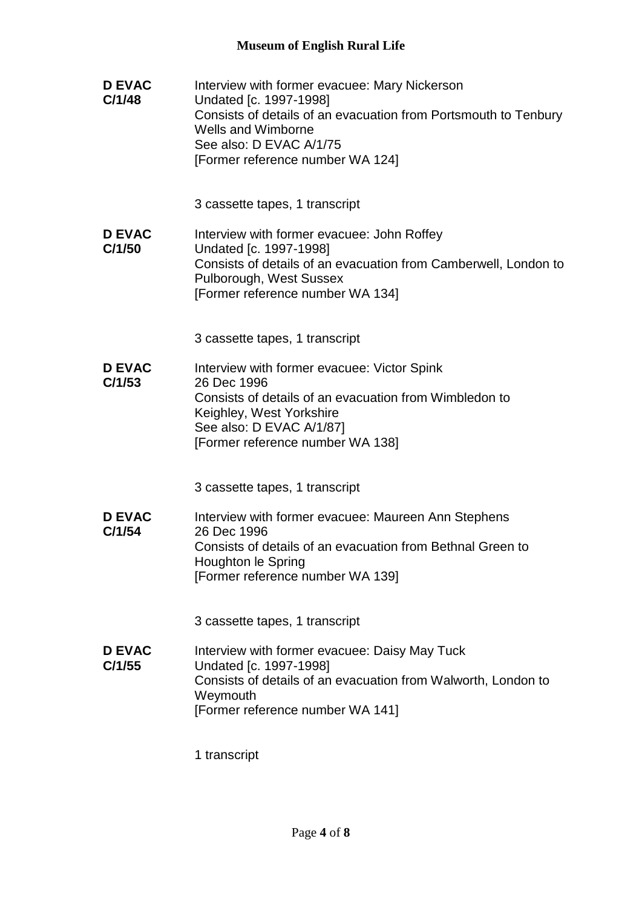**D EVAC C/1/48**

Interview with former evacuee: Mary Nickerson
Undated [c. 1997-1998]
Consists of details of an evacuation from Portsmouth to Tenbury Wells and Wimborne
See also: D EVAC A/1/75
[Former reference number WA 124]

3 cassette tapes, 1 transcript

**D EVAC C/1/50**

Interview with former evacuee: John Roffey
Undated [c. 1997-1998]
Consists of details of an evacuation from Camberwell, London to Pulborough, West Sussex
[Former reference number WA 134]

3 cassette tapes, 1 transcript

**D EVAC C/1/53**

Interview with former evacuee: Victor Spink
26 Dec 1996
Consists of details of an evacuation from Wimbledon to Keighley, West Yorkshire
See also: D EVAC A/1/87]
[Former reference number WA 138]

3 cassette tapes, 1 transcript

**D EVAC C/1/54**

Interview with former evacuee: Maureen Ann Stephens
26 Dec 1996
Consists of details of an evacuation from Bethnal Green to Houghton le Spring
[Former reference number WA 139]

3 cassette tapes, 1 transcript

**D EVAC C/1/55**

Interview with former evacuee: Daisy May Tuck
Undated [c. 1997-1998]
Consists of details of an evacuation from Walworth, London to Weymouth
[Former reference number WA 141]

1 transcript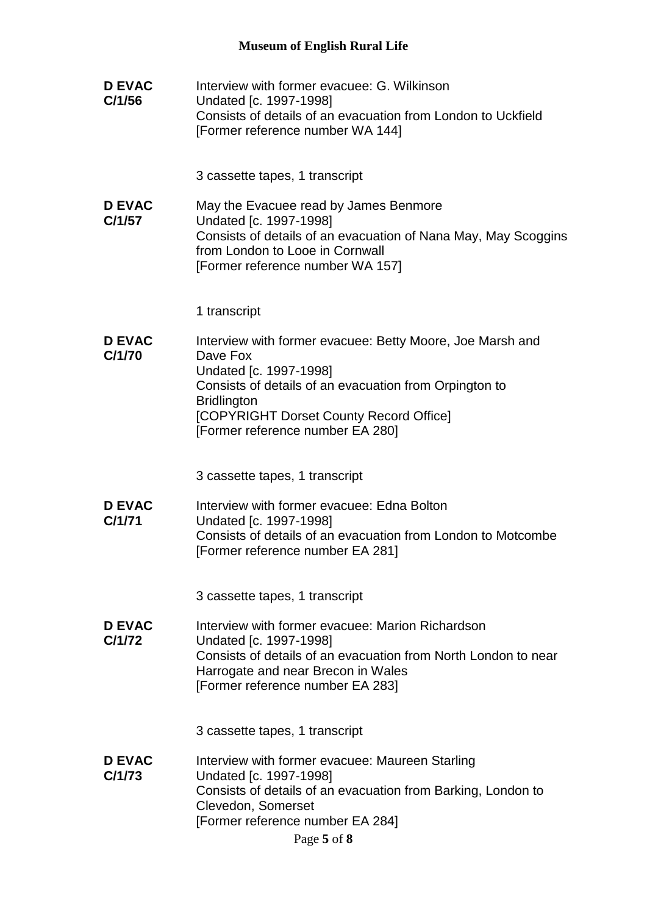**D EVAC C/1/56**

Interview with former evacuee: G. Wilkinson
Undated [c. 1997-1998]
Consists of details of an evacuation from London to Uckfield
[Former reference number WA 144]

3 cassette tapes, 1 transcript

**D EVAC C/1/57**

May the Evacuee read by James Benmore
Undated [c. 1997-1998]
Consists of details of an evacuation of Nana May, May Scoggins from London to Looe in Cornwall
[Former reference number WA 157]

1 transcript

**D EVAC C/1/70**

Interview with former evacuee: Betty Moore, Joe Marsh and Dave Fox
Undated [c. 1997-1998]
Consists of details of an evacuation from Orpington to Bridlington
[COPYRIGHT Dorset County Record Office]
[Former reference number EA 280]

3 cassette tapes, 1 transcript

**D EVAC C/1/71**

Interview with former evacuee: Edna Bolton
Undated [c. 1997-1998]
Consists of details of an evacuation from London to Motcombe
[Former reference number EA 281]

3 cassette tapes, 1 transcript

**D EVAC C/1/72**

Interview with former evacuee: Marion Richardson
Undated [c. 1997-1998]
Consists of details of an evacuation from North London to near Harrogate and near Brecon in Wales
[Former reference number EA 283]

3 cassette tapes, 1 transcript

**D EVAC C/1/73**

Interview with former evacuee: Maureen Starling
Undated [c. 1997-1998]
Consists of details of an evacuation from Barking, London to Clevedon, Somerset
[Former reference number EA 284]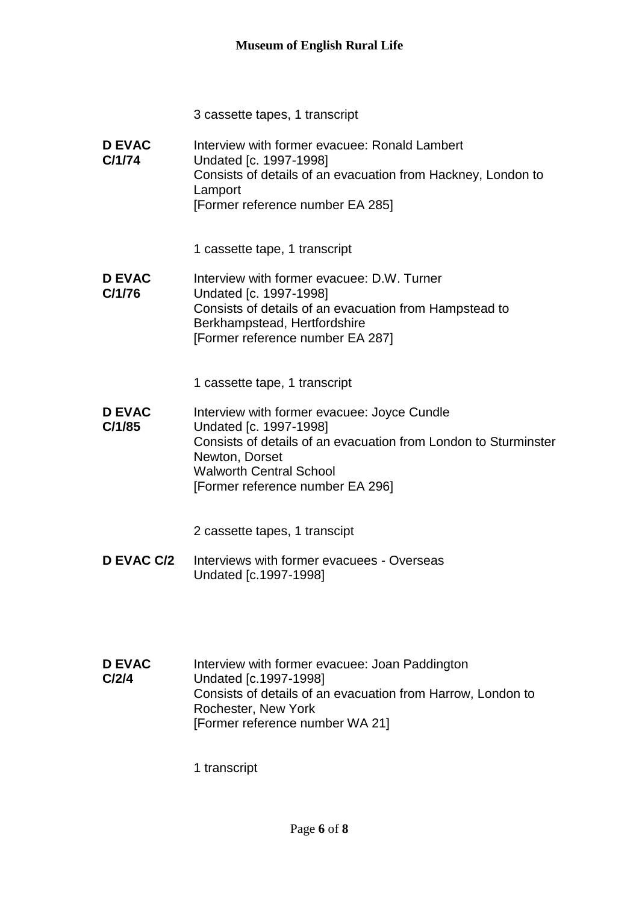3 cassette tapes, 1 transcript

**D EVAC C/1/74**
Interview with former evacuee: Ronald Lambert
Undated [c. 1997-1998]
Consists of details of an evacuation from Hackney, London to Lamport
[Former reference number EA 285]

1 cassette tape, 1 transcript

**D EVAC C/1/76**
Interview with former evacuee: D.W. Turner
Undated [c. 1997-1998]
Consists of details of an evacuation from Hampstead to Berkhampstead, Hertfordshire
[Former reference number EA 287]

1 cassette tape, 1 transcript

**D EVAC C/1/85**
Interview with former evacuee: Joyce Cundle
Undated [c. 1997-1998]
Consists of details of an evacuation from London to Sturminster Newton, Dorset
Walworth Central School
[Former reference number EA 296]

2 cassette tapes, 1 transcipt

**D EVAC C/2**
Interviews with former evacuees - Overseas
Undated [c.1997-1998]

**D EVAC C/2/4**
Interview with former evacuee: Joan Paddington
Undated [c.1997-1998]
Consists of details of an evacuation from Harrow, London to Rochester, New York
[Former reference number WA 21]

1 transcript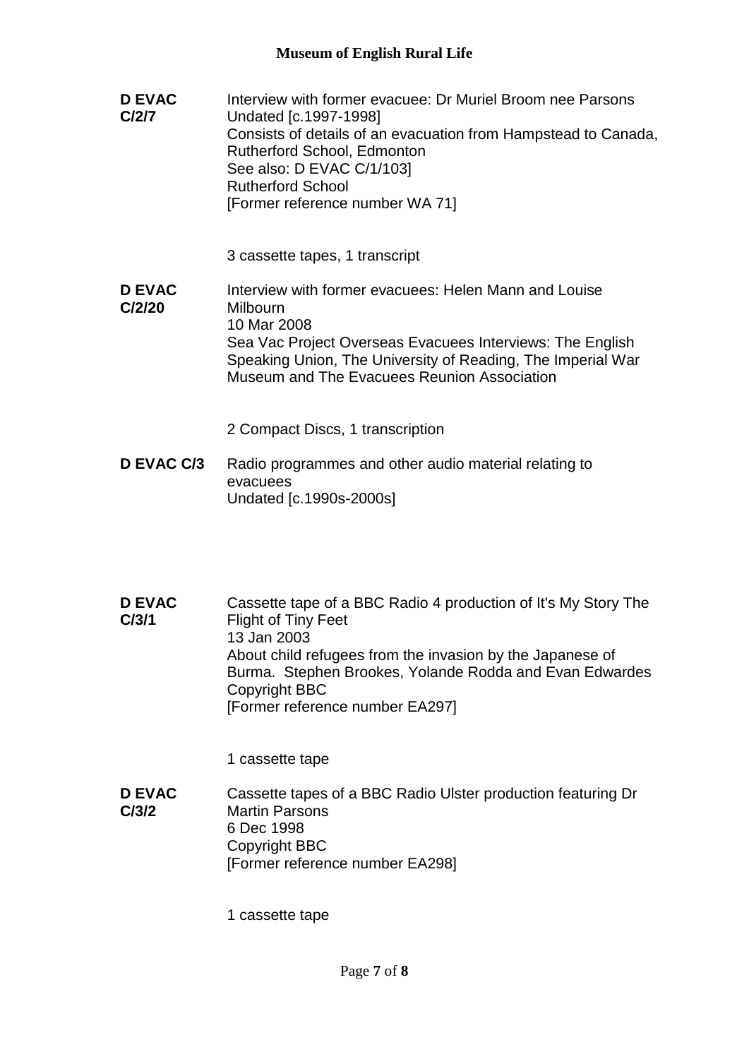**D EVAC C/2/7**

Interview with former evacuee: Dr Muriel Broom nee Parsons
Undated [c.1997-1998]
Consists of details of an evacuation from Hampstead to Canada, Rutherford School, Edmonton
See also: D EVAC C/1/103]
Rutherford School
[Former reference number WA 71]

3 cassette tapes, 1 transcript

**D EVAC C/2/20**

Interview with former evacuees: Helen Mann and Louise Milbourn
10 Mar 2008
Sea Vac Project Overseas Evacuees Interviews: The English Speaking Union, The University of Reading, The Imperial War Museum and The Evacuees Reunion Association

2 Compact Discs, 1 transcription

**D EVAC C/3**

Radio programmes and other audio material relating to evacuees
Undated [c.1990s-2000s]

**D EVAC C/3/1**

Cassette tape of a BBC Radio 4 production of It's My Story The Flight of Tiny Feet
13 Jan 2003
About child refugees from the invasion by the Japanese of Burma. Stephen Brookes, Yolande Rodda and Evan Edwardes
Copyright BBC
[Former reference number EA297]

1 cassette tape

**D EVAC C/3/2**

Cassette tapes of a BBC Radio Ulster production featuring Dr Martin Parsons
6 Dec 1998
Copyright BBC
[Former reference number EA298]

1 cassette tape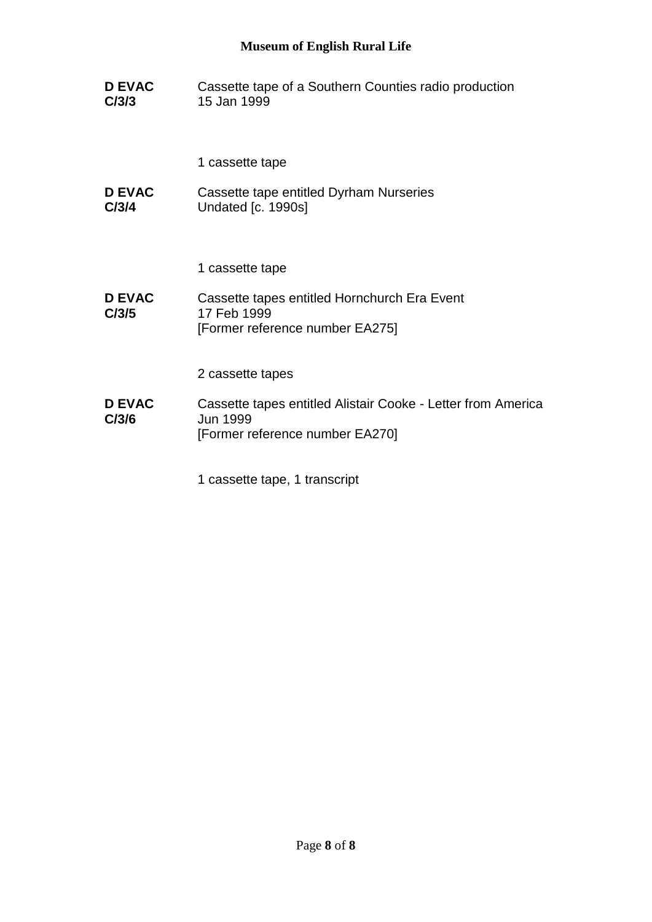**D EVAC C/3/3**

Cassette tape of a Southern Counties radio production
15 Jan 1999

1 cassette tape

**D EVAC C/3/4**

Cassette tape entitled Dyrham Nurseries
Undated [c. 1990s]

1 cassette tape

**D EVAC C/3/5**

Cassette tapes entitled Hornchurch Era Event
17 Feb 1999
[Former reference number EA275]

2 cassette tapes

**D EVAC C/3/6**

Cassette tapes entitled Alistair Cooke - Letter from America
Jun 1999
[Former reference number EA270]

1 cassette tape, 1 transcript